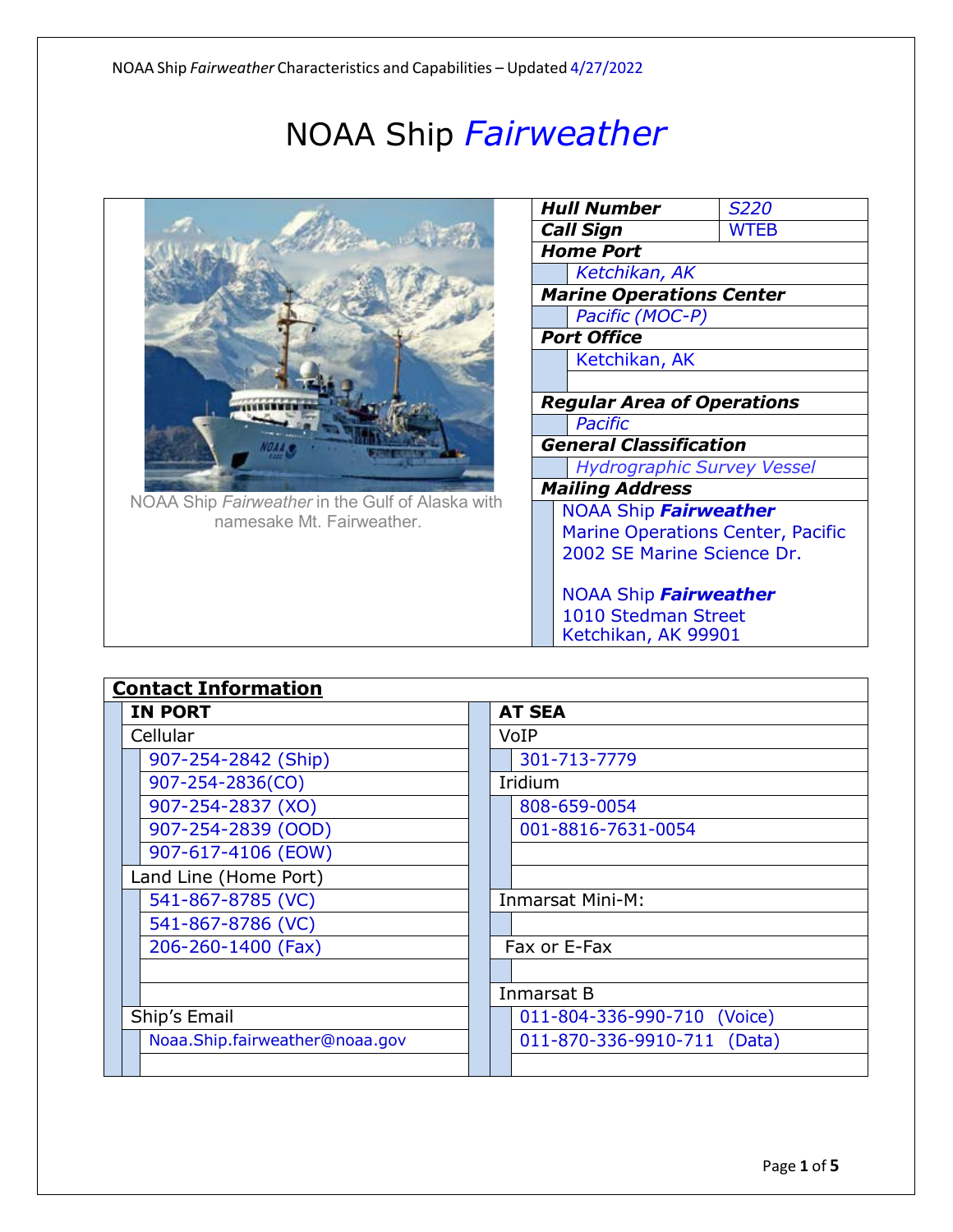// NOAA Ship Fairweather Characteristics and Capabilities – Updated 4/27/2022

# NOAA Ship *Fairweather*

NOAA Ship *Fairweather* in the Gulf of Alaska with namesake Mt. Fairweather.

| | |
|---|---|
| ***Hull Number*** | *S220* |
| ***Call Sign*** | WTEB |
| ***Home Port*** | |
| | *Ketchikan, AK* |
| ***Marine Operations Center*** | |
| | *Pacific (MOC-P)* |
| ***Port Office*** | |
| | Ketchikan, AK |
| ***Regular Area of Operations*** | |
| | *Pacific* |
| ***General Classification*** | |
| | *Hydrographic Survey Vessel* |
| ***Mailing Address*** | |
| | NOAA Ship ***Fairweather***<br>Marine Operations Center, Pacific<br>2002 SE Marine Science Dr.<br><br>NOAA Ship ***Fairweather***<br>1010 Stedman Street<br>Ketchikan, AK 99901 |

## Contact Information

| IN PORT | AT SEA |
|---|---|
| Cellular | VoIP |
| 907-254-2842 (Ship) | 301-713-7779 |
| 907-254-2836(CO) | Iridium |
| 907-254-2837 (XO) | 808-659-0054 |
| 907-254-2839 (OOD) | 001-8816-7631-0054 |
| 907-617-4106 (EOW) | |
| Land Line (Home Port) | |
| 541-867-8785 (VC) | Inmarsat Mini-M: |
| 541-867-8786 (VC) | |
| 206-260-1400 (Fax) | Fax or E-Fax |
| | |
| | Inmarsat B |
| Ship's Email | 011-804-336-990-710 (Voice) |
| Noaa.Ship.fairweather@noaa.gov | 011-870-336-9910-711 (Data) |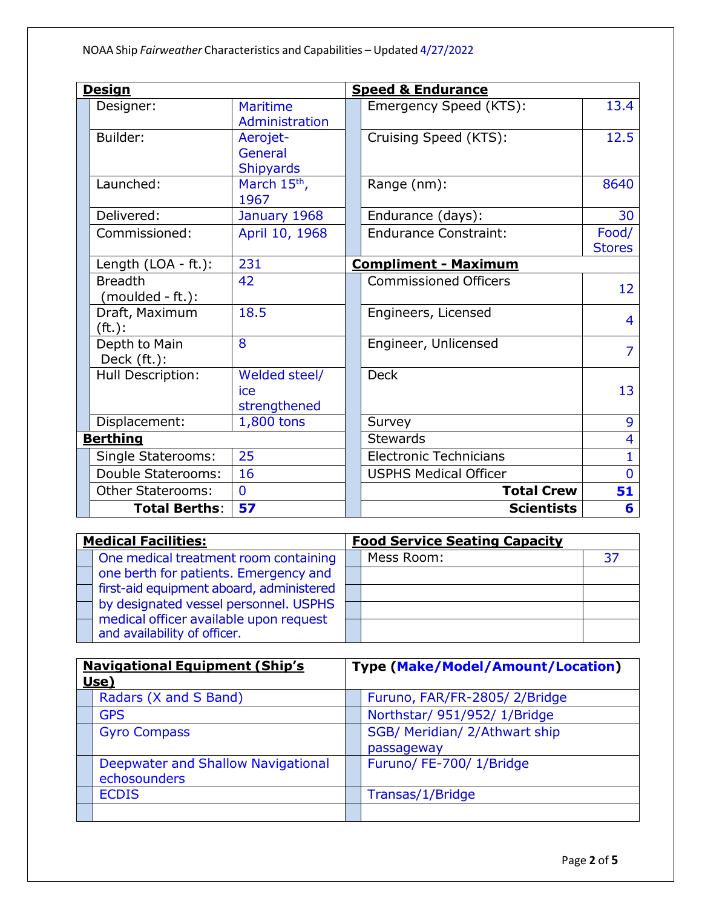NOAA Ship *Fairweather* Characteristics and Capabilities – Updated 4/27/2022

| **Design** | |
|---|---|
| Designer: | Maritime Administration |
| Builder: | Aerojet-General Shipyards |
| Launched: | March 15th, 1967 |
| Delivered: | January 1968 |
| Commissioned: | April 10, 1968 |
| Length (LOA - ft.): | 231 |
| Breadth (moulded - ft.): | 42 |
| Draft, Maximum (ft.): | 18.5 |
| Depth to Main Deck (ft.): | 8 |
| Hull Description: | Welded steel/ ice strengthened |
| Displacement: | 1,800 tons |

| **Berthing** | |
|---|---|
| Single Staterooms: | 25 |
| Double Staterooms: | 16 |
| Other Staterooms: | 0 |
| **Total Berths**: | **57** |

| **Speed & Endurance** | |
|---|---|
| Emergency Speed (KTS): | 13.4 |
| Cruising Speed (KTS): | 12.5 |
| Range (nm): | 8640 |
| Endurance (days): | 30 |
| Endurance Constraint: | Food/ Stores |

| **Compliment - Maximum** | |
|---|---|
| Commissioned Officers | 12 |
| Engineers, Licensed | 4 |
| Engineer, Unlicensed | 7 |
| Deck | 13 |
| Survey | 9 |
| Stewards | 4 |
| Electronic Technicians | 1 |
| USPHS Medical Officer | 0 |
| **Total Crew** | **51** |
| **Scientists** | **6** |

| **Medical Facilities:** |
|---|
| One medical treatment room containing one berth for patients. Emergency and first-aid equipment aboard, administered by designated vessel personnel. USPHS medical officer available upon request and availability of officer. |

| **Food Service Seating Capacity** | |
|---|---|
| Mess Room: | 37 |
| | |
| | |
| | |
| | |

| **Navigational Equipment (Ship's Use)** | **Type (Make/Model/Amount/Location)** |
|---|---|
| Radars (X and S Band) | Furuno, FAR/FR-2805/ 2/Bridge |
| GPS | Northstar/ 951/952/ 1/Bridge |
| Gyro Compass | SGB/ Meridian/ 2/Athwart ship passageway |
| Deepwater and Shallow Navigational echosounders | Furuno/ FE-700/ 1/Bridge |
| ECDIS | Transas/1/Bridge |
| | |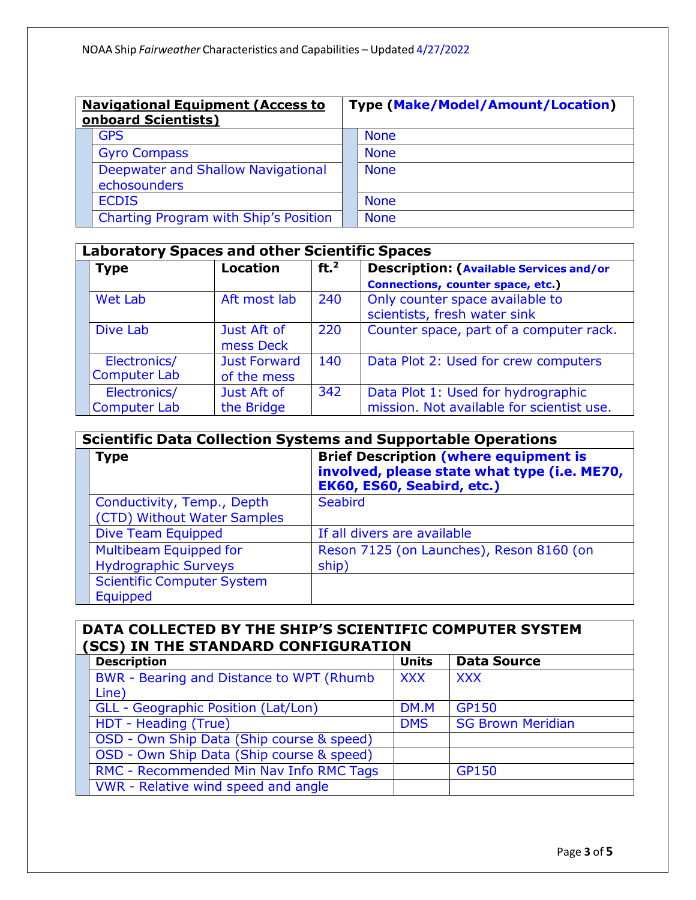| **Navigational Equipment (Access to onboard Scientists)** | **Type (Make/Model/Amount/Location)** |
|---|---|
| GPS | None |
| Gyro Compass | None |
| Deepwater and Shallow Navigational echosounders | None |
| ECDIS | None |
| Charting Program with Ship's Position | None |

| **Laboratory Spaces and other Scientific Spaces** | | | |
|---|---|---|---|
| **Type** | **Location** | **ft.$^2$** | **Description: (Available Services and/or Connections, counter space, etc.)** |
| Wet Lab | Aft most lab | 240 | Only counter space available to scientists, fresh water sink |
| Dive Lab | Just Aft of mess Deck | 220 | Counter space, part of a computer rack. |
| Electronics/ Computer Lab | Just Forward of the mess | 140 | Data Plot 2: Used for crew computers |
| Electronics/ Computer Lab | Just Aft of the Bridge | 342 | Data Plot 1: Used for hydrographic mission. Not available for scientist use. |

| **Scientific Data Collection Systems and Supportable Operations** | |
|---|---|
| **Type** | **Brief Description (where equipment is involved, please state what type (i.e. ME70, EK60, ES60, Seabird, etc.)** |
| Conductivity, Temp., Depth (CTD) Without Water Samples | Seabird |
| Dive Team Equipped | If all divers are available |
| Multibeam Equipped for Hydrographic Surveys | Reson 7125 (on Launches), Reson 8160 (on ship) |
| Scientific Computer System Equipped | |

| **DATA COLLECTED BY THE SHIP'S SCIENTIFIC COMPUTER SYSTEM (SCS) IN THE STANDARD CONFIGURATION** | | |
|---|---|---|
| **Description** | **Units** | **Data Source** |
| BWR - Bearing and Distance to WPT (Rhumb Line) | XXX | XXX |
| GLL - Geographic Position (Lat/Lon) | DM.M | GP150 |
| HDT - Heading (True) | DMS | SG Brown Meridian |
| OSD - Own Ship Data (Ship course & speed) | | |
| OSD - Own Ship Data (Ship course & speed) | | |
| RMC - Recommended Min Nav Info RMC Tags | | GP150 |
| VWR - Relative wind speed and angle | | |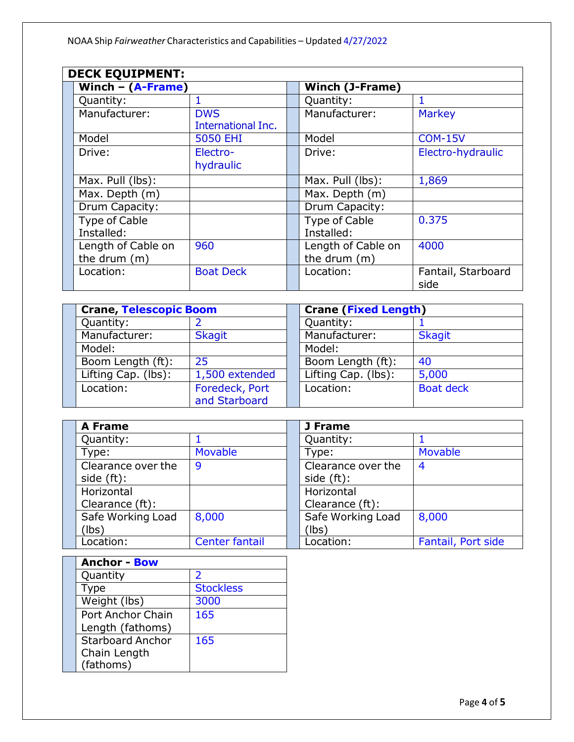## DECK EQUIPMENT:

| Winch – (A-Frame) | |
|---|---|
| Quantity: | 1 |
| Manufacturer: | DWS International Inc. |
| Model | 5050 EHI |
| Drive: | Electro-hydraulic |
| Max. Pull (lbs): | |
| Max. Depth (m) | |
| Drum Capacity: | |
| Type of Cable Installed: | |
| Length of Cable on the drum (m) | 960 |
| Location: | Boat Deck |

| Winch (J-Frame) | |
|---|---|
| Quantity: | 1 |
| Manufacturer: | Markey |
| Model | COM-15V |
| Drive: | Electro-hydraulic |
| Max. Pull (lbs): | 1,869 |
| Max. Depth (m) | |
| Drum Capacity: | |
| Type of Cable Installed: | 0.375 |
| Length of Cable on the drum (m) | 4000 |
| Location: | Fantail, Starboard side |

| Crane, Telescopic Boom | |
|---|---|
| Quantity: | 2 |
| Manufacturer: | Skagit |
| Model: | |
| Boom Length (ft): | 25 |
| Lifting Cap. (lbs): | 1,500 extended |
| Location: | Foredeck, Port and Starboard |

| Crane (Fixed Length) | |
|---|---|
| Quantity: | 1 |
| Manufacturer: | Skagit |
| Model: | |
| Boom Length (ft): | 40 |
| Lifting Cap. (lbs): | 5,000 |
| Location: | Boat deck |

| A Frame | |
|---|---|
| Quantity: | 1 |
| Type: | Movable |
| Clearance over the side (ft): | 9 |
| Horizontal Clearance (ft): | |
| Safe Working Load (lbs) | 8,000 |
| Location: | Center fantail |

| J Frame | |
|---|---|
| Quantity: | 1 |
| Type: | Movable |
| Clearance over the side (ft): | 4 |
| Horizontal Clearance (ft): | |
| Safe Working Load (lbs) | 8,000 |
| Location: | Fantail, Port side |

| Anchor - Bow | |
|---|---|
| Quantity | 2 |
| Type | Stockless |
| Weight (lbs) | 3000 |
| Port Anchor Chain Length (fathoms) | 165 |
| Starboard Anchor Chain Length (fathoms) | 165 |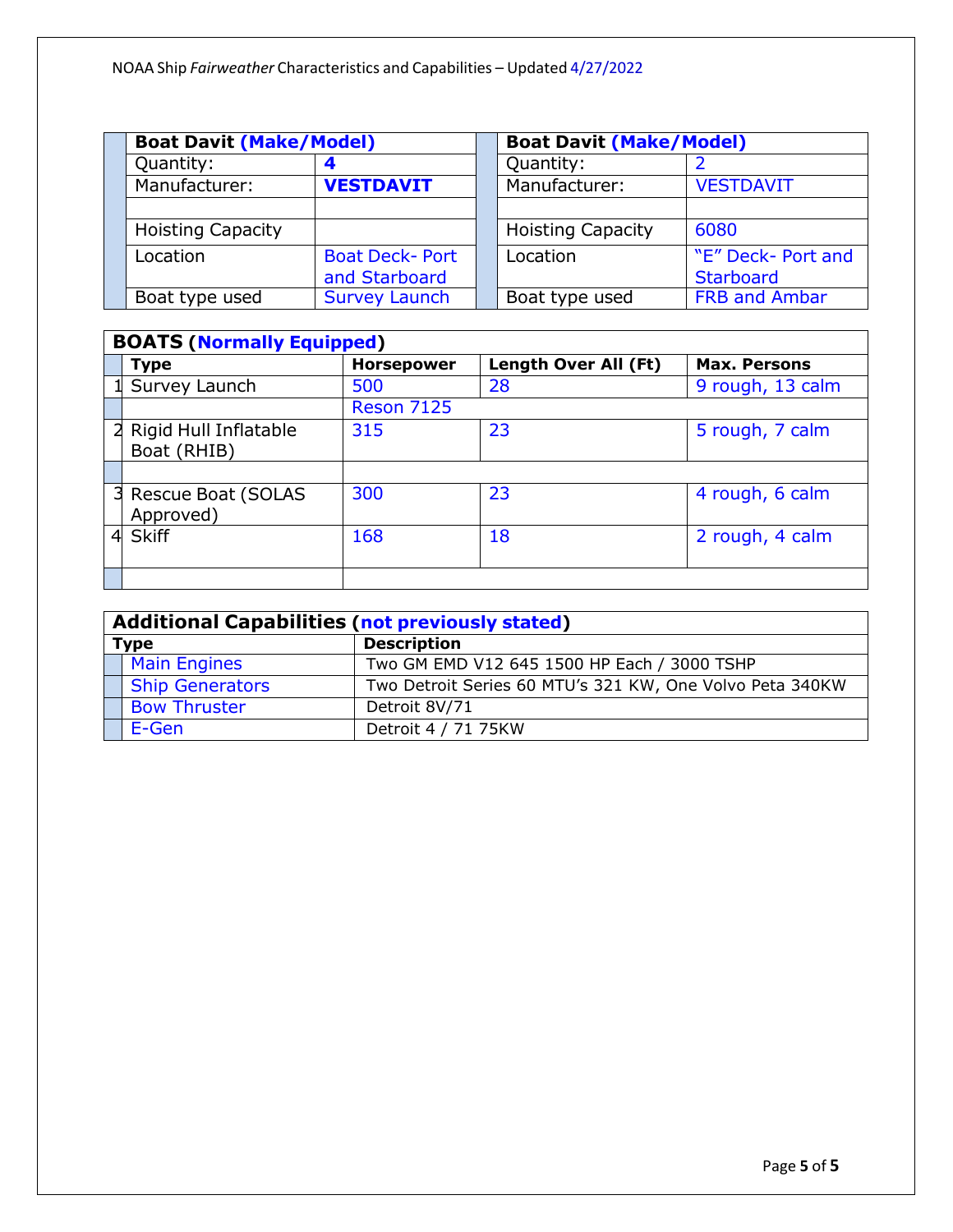| Boat Davit (Make/Model) | |
|---|---|
| Quantity: | **4** |
| Manufacturer: | **VESTDAVIT** |
| | |
| Hoisting Capacity | |
| Location | Boat Deck- Port and Starboard |
| Boat type used | Survey Launch |

| Boat Davit (Make/Model) | |
|---|---|
| Quantity: | 2 |
| Manufacturer: | VESTDAVIT |
| | |
| Hoisting Capacity | 6080 |
| Location | "E" Deck- Port and Starboard |
| Boat type used | FRB and Ambar |

| BOATS (Normally Equipped) | | | | |
|---|---|---|---|---|
| | **Type** | **Horsepower** | **Length Over All (Ft)** | **Max. Persons** |
| 1 | Survey Launch | 500 | 28 | 9 rough, 13 calm |
| | | Reson 7125 | | |
| 2 | Rigid Hull Inflatable Boat (RHIB) | 315 | 23 | 5 rough, 7 calm |
| | | | | |
| 3 | Rescue Boat (SOLAS Approved) | 300 | 23 | 4 rough, 6 calm |
| 4 | Skiff | 168 | 18 | 2 rough, 4 calm |
| | | | | |

| Additional Capabilities (not previously stated) | |
|---|---|
| **Type** | **Description** |
| Main Engines | Two GM EMD V12 645 1500 HP Each / 3000 TSHP |
| Ship Generators | Two Detroit Series 60 MTU's 321 KW, One Volvo Peta 340KW |
| Bow Thruster | Detroit 8V/71 |
| E-Gen | Detroit 4 / 71 75KW |